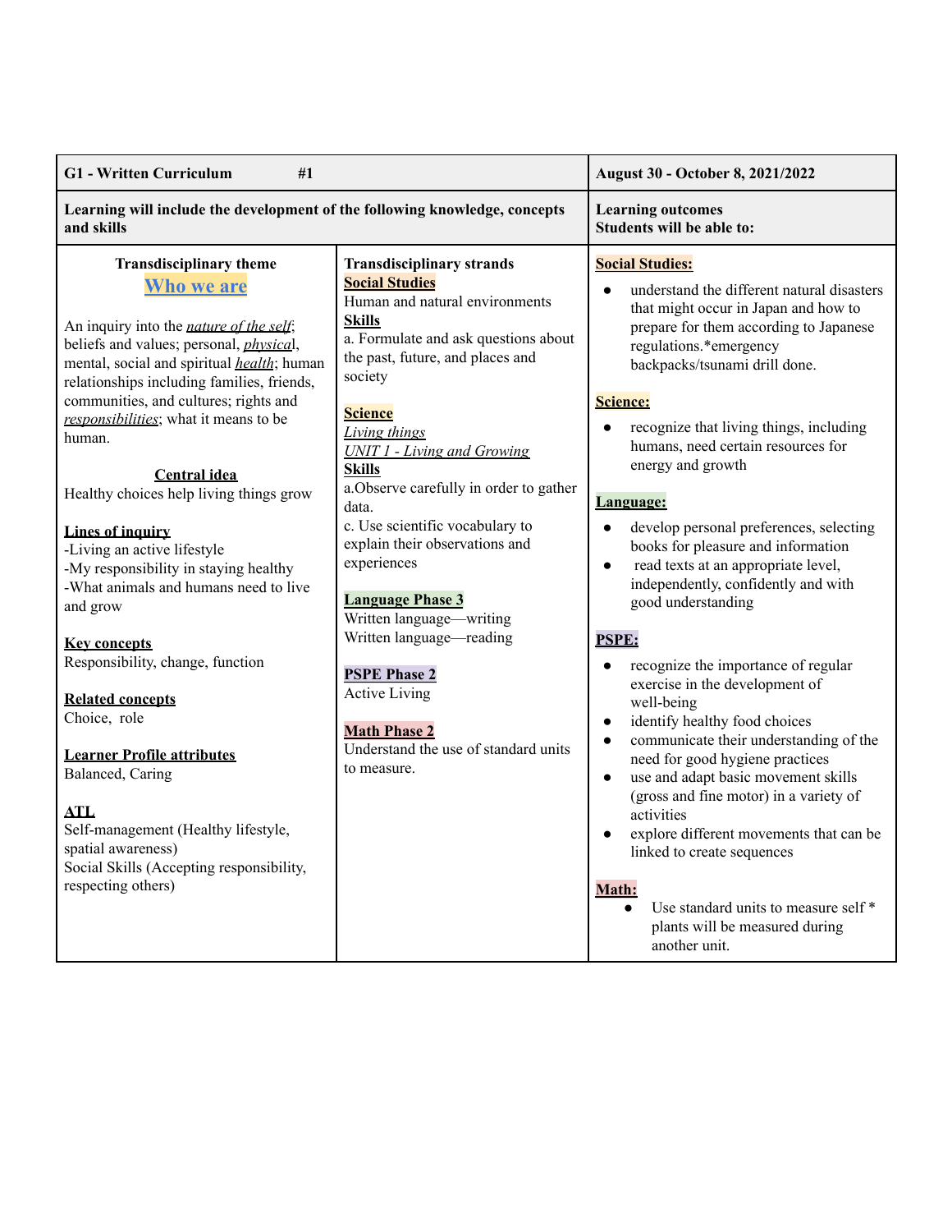| G1 - Written Curriculum #1 | | August 30 - October 8, 2021/2022 |
|---|---|---|
| **Learning will include the development of the following knowledge, concepts and skills** | | **Learning outcomes**<br>**Students will be able to:** |
| **Transdisciplinary theme**<br>**Who we are**<br><br>An inquiry into the *nature of the self*; beliefs and values; personal, *physica*l, mental, social and spiritual *health*; human relationships including families, friends, communities, and cultures; rights and *responsibilities*; what it means to be human.<br><br>**Central idea**<br>Healthy choices help living things grow<br><br>**Lines of inquiry**<br>-Living an active lifestyle<br>-My responsibility in staying healthy<br>-What animals and humans need to live and grow<br><br>**Key concepts**<br>Responsibility, change, function<br><br>**Related concepts**<br>Choice, role<br><br>**Learner Profile attributes**<br>Balanced, Caring<br><br>**ATL**<br>Self-management (Healthy lifestyle, spatial awareness)<br>Social Skills (Accepting responsibility, respecting others) | **Transdisciplinary strands**<br>**Social Studies**<br>Human and natural environments<br>**Skills**<br>a. Formulate and ask questions about the past, future, and places and society<br><br>**Science**<br>*Living things*<br>*UNIT 1 - Living and Growing*<br>**Skills**<br>a.Observe carefully in order to gather data.<br>c. Use scientific vocabulary to explain their observations and experiences<br><br>**Language Phase 3**<br>Written language—writing<br>Written language—reading<br><br>**PSPE Phase 2**<br>Active Living<br><br>**Math Phase 2**<br>Understand the use of standard units to measure. | **Social Studies:**<br>• understand the different natural disasters that might occur in Japan and how to prepare for them according to Japanese regulations.*emergency backpacks/tsunami drill done.<br><br>**Science:**<br>• recognize that living things, including humans, need certain resources for energy and growth<br><br>**Language:**<br>• develop personal preferences, selecting books for pleasure and information<br>• read texts at an appropriate level, independently, confidently and with good understanding<br><br>**PSPE:**<br>• recognize the importance of regular exercise in the development of well-being<br>• identify healthy food choices<br>• communicate their understanding of the need for good hygiene practices<br>• use and adapt basic movement skills (gross and fine motor) in a variety of activities<br>• explore different movements that can be linked to create sequences<br><br>**Math:**<br>• Use standard units to measure self * plants will be measured during another unit. |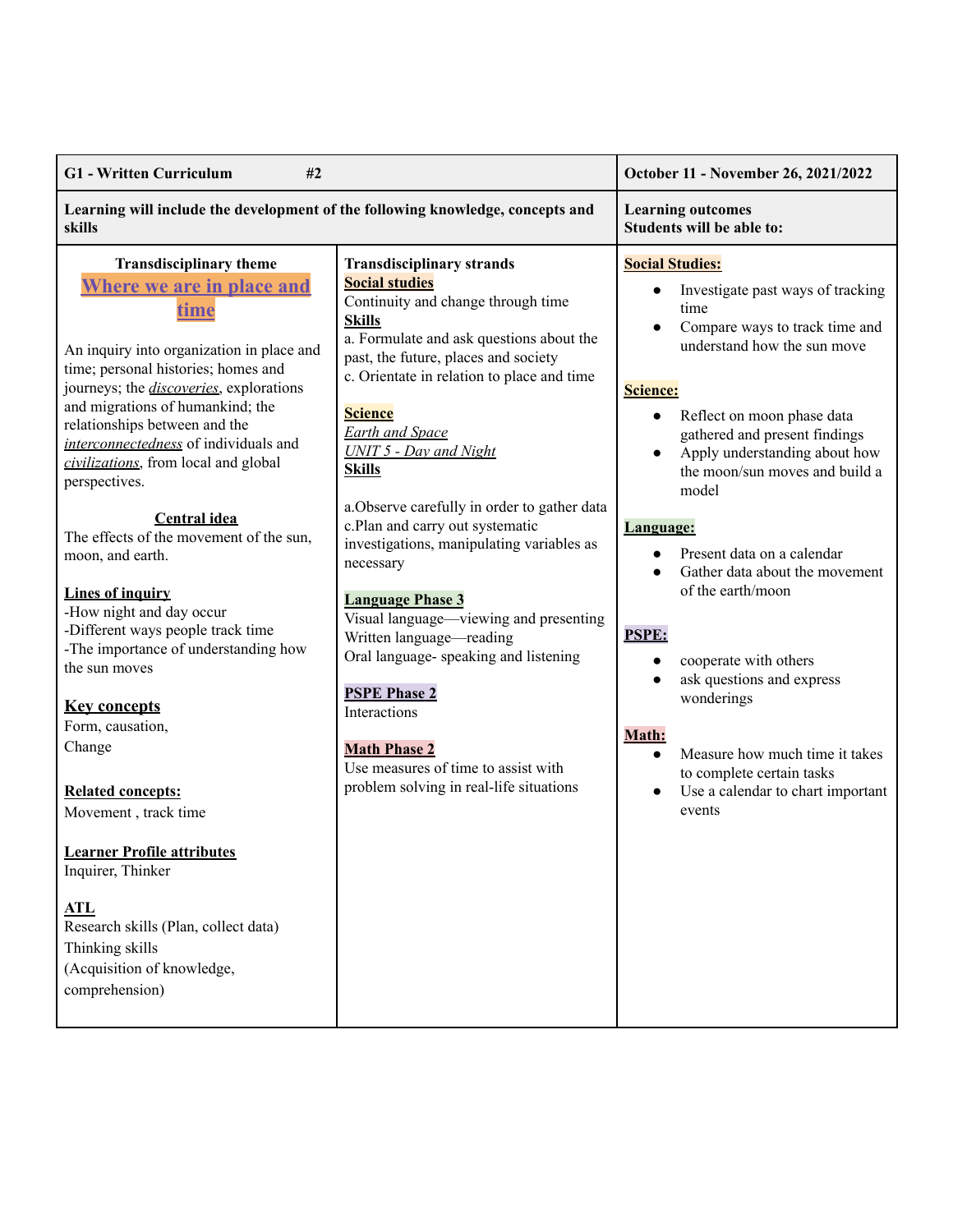| G1 - Written Curriculum #2 | | October 11 - November 26, 2021/2022 |
|---|---|---|
| **Learning will include the development of the following knowledge, concepts and skills** | | **Learning outcomes**<br>**Students will be able to:** |
| **Transdisciplinary theme**<br>**Where we are in place and time**<br><br>An inquiry into organization in place and time; personal histories; homes and journeys; the *discoveries*, explorations and migrations of humankind; the relationships between and the *interconnectedness* of individuals and *civilizations*, from local and global perspectives.<br><br>**Central idea**<br>The effects of the movement of the sun, moon, and earth.<br><br>**Lines of inquiry**<br>-How night and day occur<br>-Different ways people track time<br>-The importance of understanding how the sun moves<br><br>**Key concepts**<br>Form, causation,<br>Change<br><br>**Related concepts:**<br>Movement , track time<br><br>**Learner Profile attributes**<br>Inquirer, Thinker<br><br>**ATL**<br>Research skills (Plan, collect data)<br>Thinking skills<br>(Acquisition of knowledge, comprehension) | **Transdisciplinary strands**<br>**Social studies**<br>Continuity and change through time<br>**Skills**<br>a. Formulate and ask questions about the past, the future, places and society<br>c. Orientate in relation to place and time<br><br>**Science**<br>*Earth and Space*<br>*UNIT 5 - Day and Night*<br>**Skills**<br><br>a.Observe carefully in order to gather data<br>c.Plan and carry out systematic investigations, manipulating variables as necessary<br><br>**Language Phase 3**<br>Visual language—viewing and presenting<br>Written language—reading<br>Oral language- speaking and listening<br><br>**PSPE Phase 2**<br>Interactions<br><br>**Math Phase 2**<br>Use measures of time to assist with problem solving in real-life situations | **Social Studies:**<br>• Investigate past ways of tracking time<br>• Compare ways to track time and understand how the sun move<br><br>**Science:**<br>• Reflect on moon phase data gathered and present findings<br>• Apply understanding about how the moon/sun moves and build a model<br><br>**Language:**<br>• Present data on a calendar<br>• Gather data about the movement of the earth/moon<br><br>**PSPE:**<br>• cooperate with others<br>• ask questions and express wonderings<br><br>**Math:**<br>• Measure how much time it takes to complete certain tasks<br>• Use a calendar to chart important events |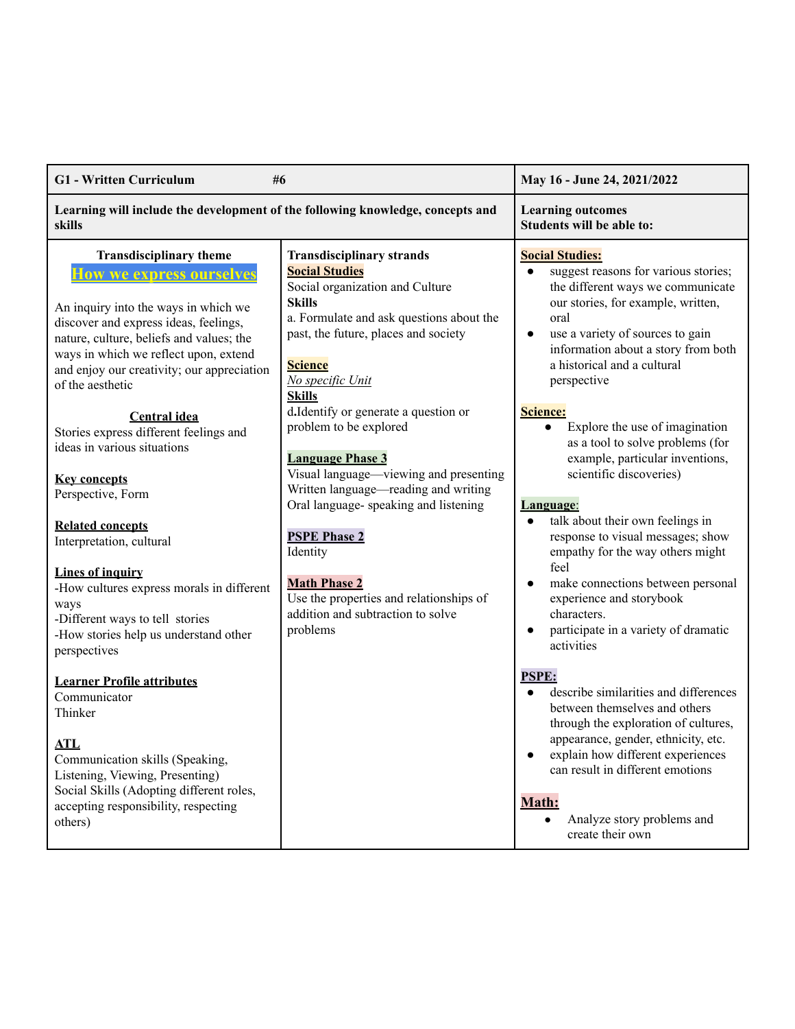| G1 - Written Curriculum #6 | | May 16 - June 24, 2021/2022 |
| --- | --- | --- |
| **Learning will include the development of the following knowledge, concepts and skills** | | **Learning outcomes**<br>**Students will be able to:** |
| **Transdisciplinary theme**<br>**How we express ourselves**<br><br>An inquiry into the ways in which we discover and express ideas, feelings, nature, culture, beliefs and values; the ways in which we reflect upon, extend and enjoy our creativity; our appreciation of the aesthetic<br><br>**Central idea**<br>Stories express different feelings and ideas in various situations<br><br>**Key concepts**<br>Perspective, Form<br><br>**Related concepts**<br>Interpretation, cultural<br><br>**Lines of inquiry**<br>-How cultures express morals in different ways<br>-Different ways to tell stories<br>-How stories help us understand other perspectives<br><br>**Learner Profile attributes**<br>Communicator<br>Thinker<br><br>**ATL**<br>Communication skills (Speaking, Listening, Viewing, Presenting)<br>Social Skills (Adopting different roles, accepting responsibility, respecting others) | **Transdisciplinary strands**<br>**Social Studies**<br>Social organization and Culture<br>**Skills**<br>a. Formulate and ask questions about the past, the future, places and society<br><br>**Science**<br>*No specific Unit*<br>**Skills**<br>**d.**Identify or generate a question or problem to be explored<br><br>**Language Phase 3**<br>Visual language—viewing and presenting<br>Written language—reading and writing<br>Oral language- speaking and listening<br><br>**PSPE Phase 2**<br>Identity<br><br>**Math Phase 2**<br>Use the properties and relationships of addition and subtraction to solve problems | **Social Studies:**<br>● suggest reasons for various stories; the different ways we communicate our stories, for example, written, oral<br>● use a variety of sources to gain information about a story from both a historical and a cultural perspective<br><br>**Science:**<br>● Explore the use of imagination as a tool to solve problems (for example, particular inventions, scientific discoveries)<br><br>**Language:**<br>● talk about their own feelings in response to visual messages; show empathy for the way others might feel<br>● make connections between personal experience and storybook characters.<br>● participate in a variety of dramatic activities<br><br>**PSPE:**<br>● describe similarities and differences between themselves and others through the exploration of cultures, appearance, gender, ethnicity, etc.<br>● explain how different experiences can result in different emotions<br><br>**Math:**<br>● Analyze story problems and create their own |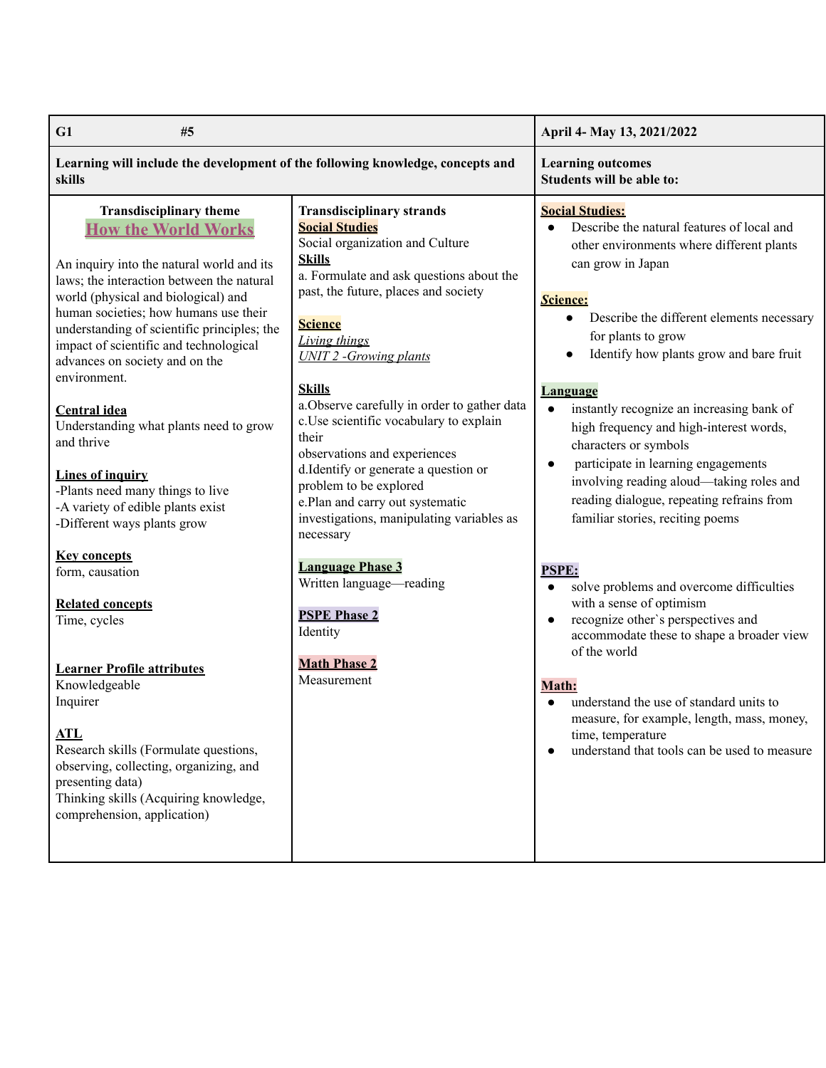| G1 #5 | | April 4- May 13, 2021/2022 |
|---|---|---|
| **Learning will include the development of the following knowledge, concepts and skills** | | **Learning outcomes**<br>**Students will be able to:** |
| **Transdisciplinary theme**<br>**How the World Works**<br><br>An inquiry into the natural world and its laws; the interaction between the natural world (physical and biological) and human societies; how humans use their understanding of scientific principles; the impact of scientific and technological advances on society and on the environment.<br><br>**Central idea**<br>Understanding what plants need to grow and thrive<br><br>**Lines of inquiry**<br>-Plants need many things to live<br>-A variety of edible plants exist<br>-Different ways plants grow<br><br>**Key concepts**<br>form, causation<br><br>**Related concepts**<br>Time, cycles<br><br>**Learner Profile attributes**<br>Knowledgeable<br>Inquirer<br><br>**ATL**<br>Research skills (Formulate questions, observing, collecting, organizing, and presenting data)<br>Thinking skills (Acquiring knowledge, comprehension, application) | **Transdisciplinary strands**<br>**Social Studies**<br>Social organization and Culture<br>**Skills**<br>a. Formulate and ask questions about the past, the future, places and society<br><br>**Science**<br>*Living things*<br>*UNIT 2 -Growing plants*<br><br>**Skills**<br>a.Observe carefully in order to gather data<br>c.Use scientific vocabulary to explain their<br>observations and experiences<br>d.Identify or generate a question or problem to be explored<br>e.Plan and carry out systematic investigations, manipulating variables as necessary<br><br>**Language Phase 3**<br>Written language—reading<br><br>**PSPE Phase 2**<br>Identity<br><br>**Math Phase 2**<br>Measurement | **Social Studies:**<br>● Describe the natural features of local and other environments where different plants can grow in Japan<br><br>***Science:***<br>● Describe the different elements necessary for plants to grow<br>● Identify how plants grow and bare fruit<br><br>**Language**<br>● instantly recognize an increasing bank of high frequency and high-interest words, characters or symbols<br>● participate in learning engagements involving reading aloud—taking roles and reading dialogue, repeating refrains from familiar stories, reciting poems<br><br>**PSPE:**<br>● solve problems and overcome difficulties with a sense of optimism<br>● recognize other`s perspectives and accommodate these to shape a broader view of the world<br><br>**Math:**<br>● understand the use of standard units to measure, for example, length, mass, money, time, temperature<br>● understand that tools can be used to measure |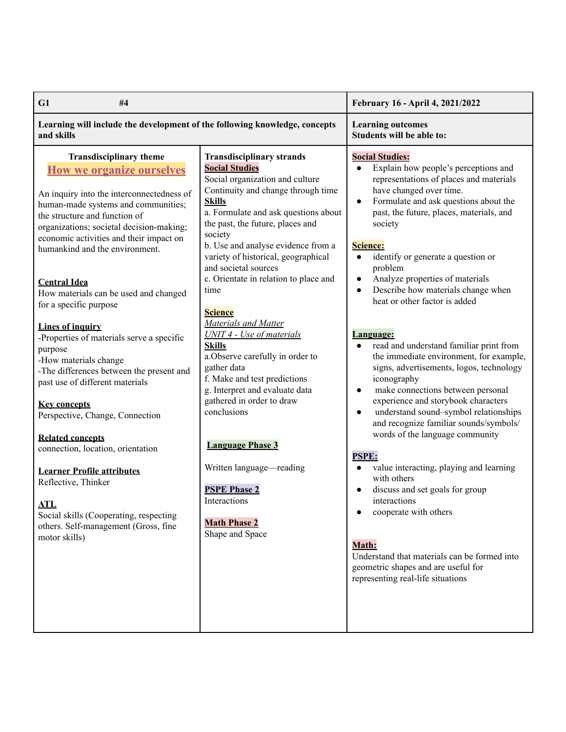| G1 #4 | | February 16 - April 4, 2021/2022 |
|---|---|---|
| **Learning will include the development of the following knowledge, concepts and skills** | | **Learning outcomes**<br>**Students will be able to:** |
| **Transdisciplinary theme**<br>**How we organize ourselves**<br><br>An inquiry into the interconnectedness of human-made systems and communities; the structure and function of organizations; societal decision-making; economic activities and their impact on humankind and the environment.<br><br>**Central Idea**<br>How materials can be used and changed for a specific purpose<br><br>**Lines of inquiry**<br>-Properties of materials serve a specific purpose<br>-How materials change<br>-The differences between the present and past use of different materials<br><br>**Key concepts**<br>Perspective, Change, Connection<br><br>**Related concepts**<br>connection, location, orientation<br><br>**Learner Profile attributes**<br>Reflective, Thinker<br><br>**ATL**<br>Social skills (Cooperating, respecting others. Self-management (Gross, fine motor skills) | **Transdisciplinary strands**<br>**Social Studies**<br>Social organization and culture<br>Continuity and change through time<br>**Skills**<br>a. Formulate and ask questions about the past, the future, places and society<br>b. Use and analyse evidence from a variety of historical, geographical and societal sources<br>c. Orientate in relation to place and time<br><br>**Science**<br>*Materials and Matter*<br>*UNIT 4 - Use of materials*<br>**Skills**<br>a.Observe carefully in order to gather data<br>f. Make and test predictions<br>g. Interpret and evaluate data gathered in order to draw conclusions<br><br>**Language Phase 3**<br><br>Written language—reading<br><br>**PSPE Phase 2**<br>Interactions<br><br>**Math Phase 2**<br>Shape and Space | **Social Studies:**<br>• Explain how people's perceptions and representations of places and materials have changed over time.<br>• Formulate and ask questions about the past, the future, places, materials, and society<br><br>**Science:**<br>• identify or generate a question or problem<br>• Analyze properties of materials<br>• Describe how materials change when heat or other factor is added<br><br>**Language:**<br>• read and understand familiar print from the immediate environment, for example, signs, advertisements, logos, technology iconography<br>• make connections between personal experience and storybook characters<br>• understand sound–symbol relationships and recognize familiar sounds/symbols/ words of the language community<br><br>**PSPE:**<br>• value interacting, playing and learning with others<br>• discuss and set goals for group interactions<br>• cooperate with others<br><br>**Math:**<br>Understand that materials can be formed into geometric shapes and are useful for representing real-life situations |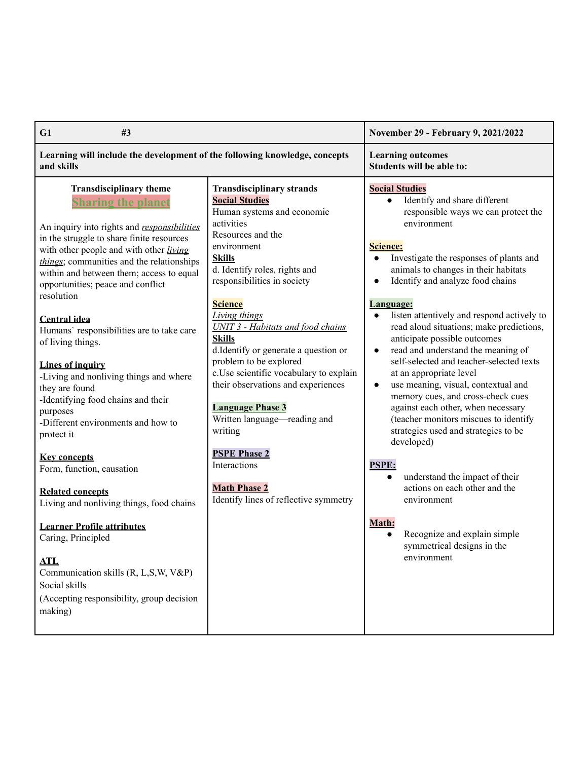| G1 #3 | | November 29 - February 9, 2021/2022 |
|---|---|---|
| **Learning will include the development of the following knowledge, concepts and skills** | | **Learning outcomes**<br>**Students will be able to:** |
| **Transdisciplinary theme**<br>**Sharing the planet**<br><br>An inquiry into rights and *responsibilities* in the struggle to share finite resources with other people and with other *living things*; communities and the relationships within and between them; access to equal opportunities; peace and conflict resolution<br><br>**Central idea**<br>Humans` responsibilities are to take care of living things.<br><br>**Lines of inquiry**<br>-Living and nonliving things and where they are found<br>-Identifying food chains and their purposes<br>-Different environments and how to protect it<br><br>**Key concepts**<br>Form, function, causation<br><br>**Related concepts**<br>Living and nonliving things, food chains<br><br>**Learner Profile attributes**<br>Caring, Principled<br><br>**ATL**<br>Communication skills (R, L,S,W, V&P)<br>Social skills<br>(Accepting responsibility, group decision making) | **Transdisciplinary strands**<br>**Social Studies**<br>Human systems and economic activities<br>Resources and the environment<br>**Skills**<br>d. Identify roles, rights and responsibilities in society<br><br>**Science**<br>*Living things*<br>*UNIT 3 - Habitats and food chains*<br>**Skills**<br>d.Identify or generate a question or problem to be explored<br>c.Use scientific vocabulary to explain their observations and experiences<br><br>**Language Phase 3**<br>Written language—reading and writing<br><br>**PSPE Phase 2**<br>Interactions<br><br>**Math Phase 2**<br>Identify lines of reflective symmetry | **Social Studies**<br>• Identify and share different responsible ways we can protect the environment<br><br>**Science:**<br>• Investigate the responses of plants and animals to changes in their habitats<br>• Identify and analyze food chains<br><br>**Language:**<br>• listen attentively and respond actively to read aloud situations; make predictions, anticipate possible outcomes<br>• read and understand the meaning of self-selected and teacher-selected texts at an appropriate level<br>• use meaning, visual, contextual and memory cues, and cross-check cues against each other, when necessary (teacher monitors miscues to identify strategies used and strategies to be developed)<br><br>**PSPE:**<br>• understand the impact of their actions on each other and the environment<br><br>**Math:**<br>• Recognize and explain simple symmetrical designs in the environment |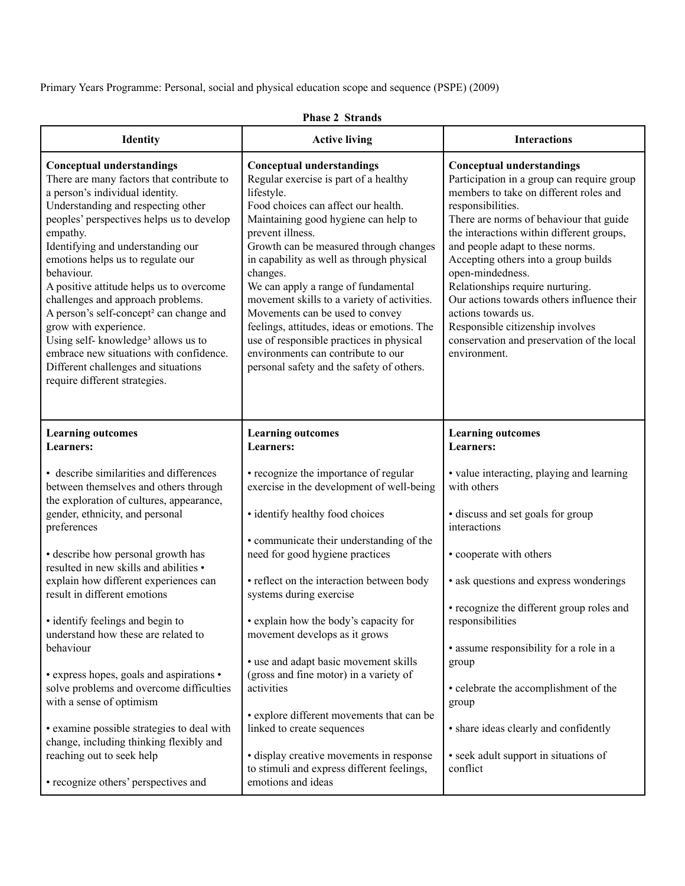Primary Years Programme: Personal, social and physical education scope and sequence (PSPE) (2009)

**Phase 2 Strands**

| Identity | Active living | Interactions |
|---|---|---|
| **Conceptual understandings**<br>There are many factors that contribute to a person's individual identity.<br>Understanding and respecting other peoples' perspectives helps us to develop empathy.<br>Identifying and understanding our emotions helps us to regulate our behaviour.<br>A positive attitude helps us to overcome challenges and approach problems.<br>A person's self-concept² can change and grow with experience.<br>Using self- knowledge³ allows us to embrace new situations with confidence.<br>Different challenges and situations require different strategies. | **Conceptual understandings**<br>Regular exercise is part of a healthy lifestyle.<br>Food choices can affect our health.<br>Maintaining good hygiene can help to prevent illness.<br>Growth can be measured through changes in capability as well as through physical changes.<br>We can apply a range of fundamental movement skills to a variety of activities.<br>Movements can be used to convey feelings, attitudes, ideas or emotions. The use of responsible practices in physical environments can contribute to our personal safety and the safety of others. | **Conceptual understandings**<br>Participation in a group can require group members to take on different roles and responsibilities.<br>There are norms of behaviour that guide the interactions within different groups, and people adapt to these norms.<br>Accepting others into a group builds open-mindedness.<br>Relationships require nurturing.<br>Our actions towards others influence their actions towards us.<br>Responsible citizenship involves conservation and preservation of the local environment. |
| **Learning outcomes**<br>**Learners:**<br><br>• describe similarities and differences between themselves and others through the exploration of cultures, appearance, gender, ethnicity, and personal preferences<br><br>• describe how personal growth has resulted in new skills and abilities • explain how different experiences can result in different emotions<br><br>• identify feelings and begin to understand how these are related to behaviour<br><br>• express hopes, goals and aspirations • solve problems and overcome difficulties with a sense of optimism<br><br>• examine possible strategies to deal with change, including thinking flexibly and reaching out to seek help<br><br>• recognize others' perspectives and | **Learning outcomes**<br>**Learners:**<br><br>• recognize the importance of regular exercise in the development of well-being<br><br>• identify healthy food choices<br><br>• communicate their understanding of the need for good hygiene practices<br><br>• reflect on the interaction between body systems during exercise<br><br>• explain how the body's capacity for movement develops as it grows<br><br>• use and adapt basic movement skills (gross and fine motor) in a variety of activities<br><br>• explore different movements that can be linked to create sequences<br><br>• display creative movements in response to stimuli and express different feelings, emotions and ideas | **Learning outcomes**<br>**Learners:**<br><br>• value interacting, playing and learning with others<br><br>• discuss and set goals for group interactions<br><br>• cooperate with others<br><br>• ask questions and express wonderings<br><br>• recognize the different group roles and responsibilities<br><br>• assume responsibility for a role in a group<br><br>• celebrate the accomplishment of the group<br><br>• share ideas clearly and confidently<br><br>• seek adult support in situations of conflict |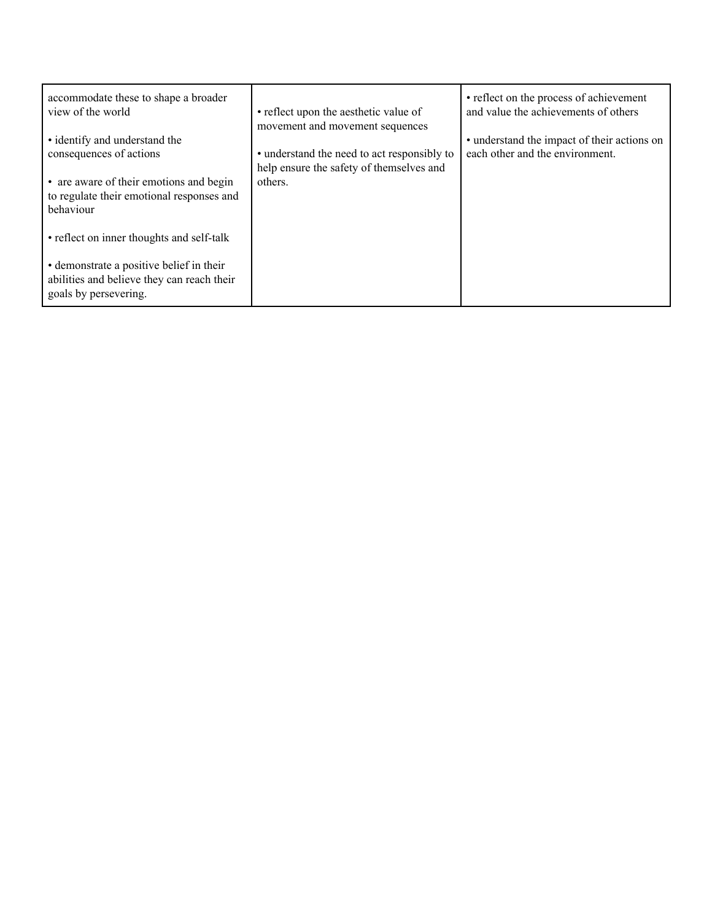| | | |
|---|---|---|
| accommodate these to shape a broader view of the world<br><br>• identify and understand the consequences of actions<br><br>• are aware of their emotions and begin to regulate their emotional responses and behaviour<br><br>• reflect on inner thoughts and self-talk<br><br>• demonstrate a positive belief in their abilities and believe they can reach their goals by persevering. | • reflect upon the aesthetic value of movement and movement sequences<br><br>• understand the need to act responsibly to help ensure the safety of themselves and others. | • reflect on the process of achievement and value the achievements of others<br><br>• understand the impact of their actions on each other and the environment. |